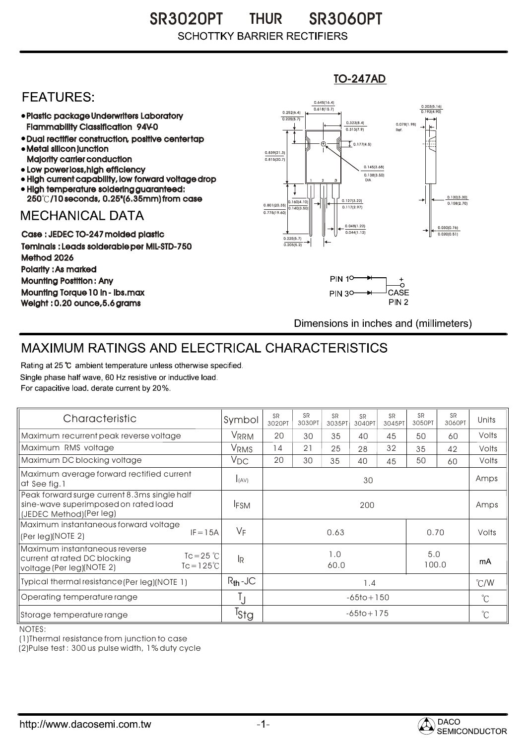# SR3020PT THUR SR3060PT

## SCHOTTKY BARRIER RECTIFIERS

TO-247AD

## FEATURES:

- Plastic package Underwriters Laboratory Flammability Classification 94V-0
- Dual rectifier construction, positive center tap
- Metal silicon junction Majority carrier conduction
- Low power loss, high efficiency
- High current capability, low forward voltage drop
- High temperature soldering guaranteed: 250℃/10 seconds, 0.25"(6.35mm) from case

## MECHANICAL DATA

Case : JEDEC TO-247 molded plastic

Teminals : Leads solderable per MIL-STD-750 Method 2026

Polarity : As marked

Mounting Postition : Any

Mounting Torque 10 in - lbs.max

Weight : 0.20 ounce, 5.6 grams

PIN 1, PIN 3, + CASE PIN 2

Dimensions in inches and (millimeters)

## MAXIMUM RATINGS AND ELECTRICAL CHARACTERISTICS

Rating at 25 ℃ ambient temperature unless otherwise specified.
Single phase half wave, 60 Hz resistive or inductive load.
For capacitive load. derate current by 20%.

| Characteristic | Symbol | SR 3020PT | SR 3030PT | SR 3035PT | SR 3040PT | SR 3045PT | SR 3050PT | SR 3060PT | Units |
|---|---|---|---|---|---|---|---|---|---|
| Maximum recurrent peak reverse voltage | $V_{RRM}$ | 20 | 30 | 35 | 40 | 45 | 50 | 60 | Volts |
| Maximum RMS voltage | $V_{RMS}$ | 14 | 21 | 25 | 28 | 32 | 35 | 42 | Volts |
| Maximum DC blocking voltage | $V_{DC}$ | 20 | 30 | 35 | 40 | 45 | 50 | 60 | Volts |
| Maximum average forward rectified current at See fig.1 | $I_{(AV)}$ | 30 | | | | | | | Amps |
| Peak forward surge current 8.3ms single half sine-wave superimposed on rated load (JEDEC Method)(Per leg) | $I_{FSM}$ | 200 | | | | | | | Amps |
| Maximum instantaneous forward voltage (Per leg)(NOTE 2) IF=15A | $V_F$ | 0.63 | | | | | 0.70 | | Volts |
| Maximum instantaneous reverse current at rated DC blocking voltage (Per leg)(NOTE 2) Tc=25 ℃ | $I_R$ | 1.0 | | | | | 5.0 | | mA |
| Tc=125℃ | | 60.0 | | | | | 100.0 | | |
| Typical thermal resistance (Per leg)(NOTE 1) | $R_{th}$-JC | 1.4 | | | | | | | ℃/W |
| Operating temperature range | $T_J$ | -65to+150 | | | | | | | ℃ |
| Storage temperature range | $T_{Stg}$ | -65to+175 | | | | | | | ℃ |

NOTES:
(1)Thermal resistance from junction to case
(2)Pulse test : 300 us pulse width, 1% duty cycle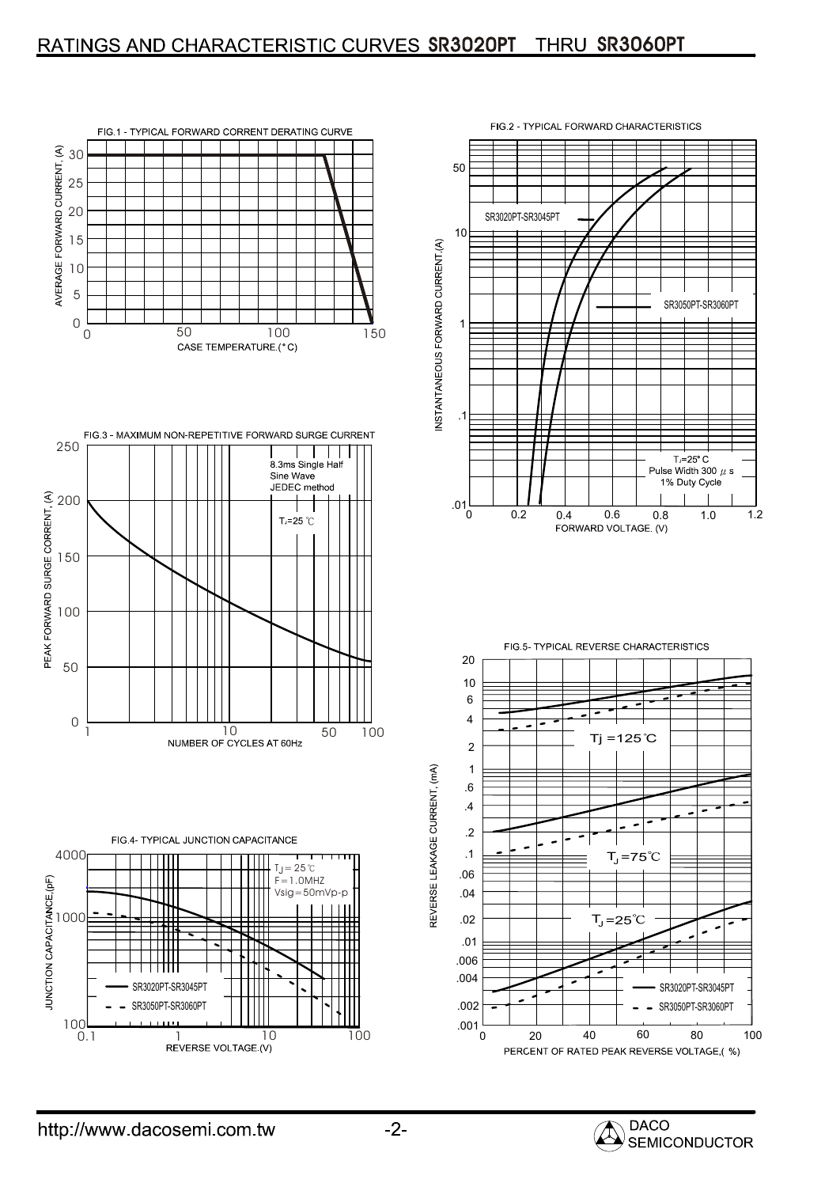# RATINGS AND CHARACTERISTIC CURVES SR3020PT THRU SR3060PT

FIG.1 - TYPICAL FORWARD CURRENT DERATING CURVE

AVERAGE FORWARD CURRENT, (A)

30
25
20
15
10
5
0

0 50 100 150

CASE TEMPERATURE.(°C)

FIG.2 - TYPICAL FORWARD CHARACTERISTICS

INSTANTANEOUS FORWARD CURRENT,(A)

50
10
1
.1
.01

0 0.2 0.4 0.6 0.8 1.0 1.2

FORWARD VOLTAGE. (V)

SR3020PT-SR3045PT

SR3050PT-SR3060PT

$T_J$=25°C
Pulse Width 300 $\mu$ s
1% Duty Cycle

FIG.3 - MAXIMUM NON-REPETITIVE FORWARD SURGE CURRENT

PEAK FORWARD SURGE CORRENT, (A)

250
200
150
100
50
0

1 10 50 100

NUMBER OF CYCLES AT 60Hz

8.3ms Single Half
Sine Wave
JEDEC method

$T_J$=25 ℃

FIG.4- TYPICAL JUNCTION CAPACITANCE

JUNCTION CAPACITANCE,(pF)

4000
1000
100

0.1 1 10 100

REVERSE VOLTAGE.(V)

$T_J$ = 25 ℃
F = 1.0MHZ
Vsig = 50mVp-p

SR3020PT-SR3045PT

SR3050PT-SR3060PT

FIG.5- TYPICAL REVERSE CHARACTERISTICS

REVERSE LEAKAGE CURRENT, (mA)

20
10
6
4
2
1
.6
.4
.2
.1
.06
.04
.02
.01
.006
.004
.002
.001

0 20 40 60 80 100

PERCENT OF RATED PEAK REVERSE VOLTAGE,( %)

Tj =125℃

$T_J$=75℃

$T_J$=25℃

SR3020PT-SR3045PT

SR3050PT-SR3060PT

http://www.dacosemi.com.tw

DACO SEMICONDUCTOR